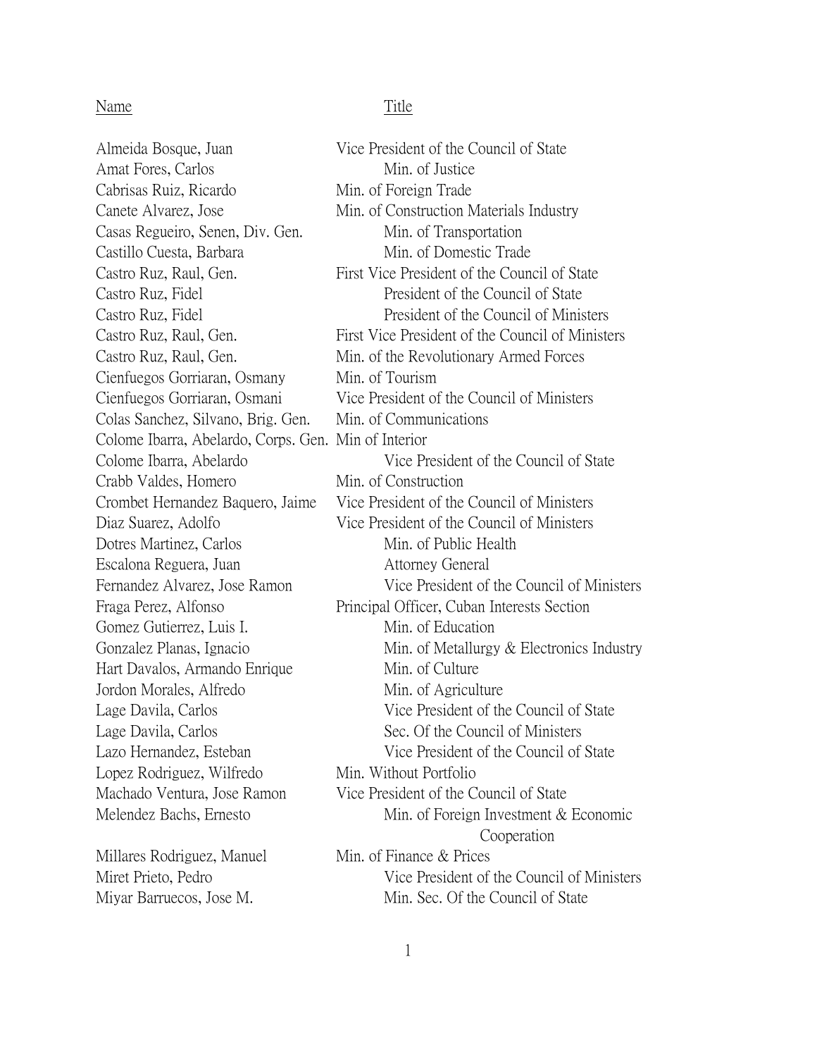| Name | Title |
| --- | --- |
| Almeida Bosque, Juan | Vice President of the Council of State |
| Amat Fores, Carlos | Min. of Justice |
| Cabrisas Ruiz, Ricardo | Min. of Foreign Trade |
| Canete Alvarez, Jose | Min. of Construction Materials Industry |
| Casas Regueiro, Senen, Div. Gen. | Min. of Transportation |
| Castillo Cuesta, Barbara | Min. of Domestic Trade |
| Castro Ruz, Raul, Gen. | First Vice President of the Council of State |
| Castro Ruz, Fidel | President of the Council of State |
| Castro Ruz, Fidel | President of the Council of Ministers |
| Castro Ruz, Raul, Gen. | First Vice President of the Council of Ministers |
| Castro Ruz, Raul, Gen. | Min. of the Revolutionary Armed Forces |
| Cienfuegos Gorriaran, Osmany | Min. of Tourism |
| Cienfuegos Gorriaran, Osmani | Vice President of the Council of Ministers |
| Colas Sanchez, Silvano, Brig. Gen. | Min. of Communications |
| Colome Ibarra, Abelardo, Corps. Gen. | Min of Interior |
| Colome Ibarra, Abelardo | Vice President of the Council of State |
| Crabb Valdes, Homero | Min. of Construction |
| Crombet Hernandez Baquero, Jaime | Vice President of the Council of Ministers |
| Diaz Suarez, Adolfo | Vice President of the Council of Ministers |
| Dotres Martinez, Carlos | Min. of Public Health |
| Escalona Reguera, Juan | Attorney General |
| Fernandez Alvarez, Jose Ramon | Vice President of the Council of Ministers |
| Fraga Perez, Alfonso | Principal Officer, Cuban Interests Section |
| Gomez Gutierrez, Luis I. | Min. of Education |
| Gonzalez Planas, Ignacio | Min. of Metallurgy & Electronics Industry |
| Hart Davalos, Armando Enrique | Min. of Culture |
| Jordon Morales, Alfredo | Min. of Agriculture |
| Lage Davila, Carlos | Vice President of the Council of State |
| Lage Davila, Carlos | Sec. Of the Council of Ministers |
| Lazo Hernandez, Esteban | Vice President of the Council of State |
| Lopez Rodriguez, Wilfredo | Min. Without Portfolio |
| Machado Ventura, Jose Ramon | Vice President of the Council of State |
| Melendez Bachs, Ernesto | Min. of Foreign Investment & Economic Cooperation |
| Millares Rodriguez, Manuel | Min. of Finance & Prices |
| Miret Prieto, Pedro | Vice President of the Council of Ministers |
| Miyar Barruecos, Jose M. | Min. Sec. Of the Council of State |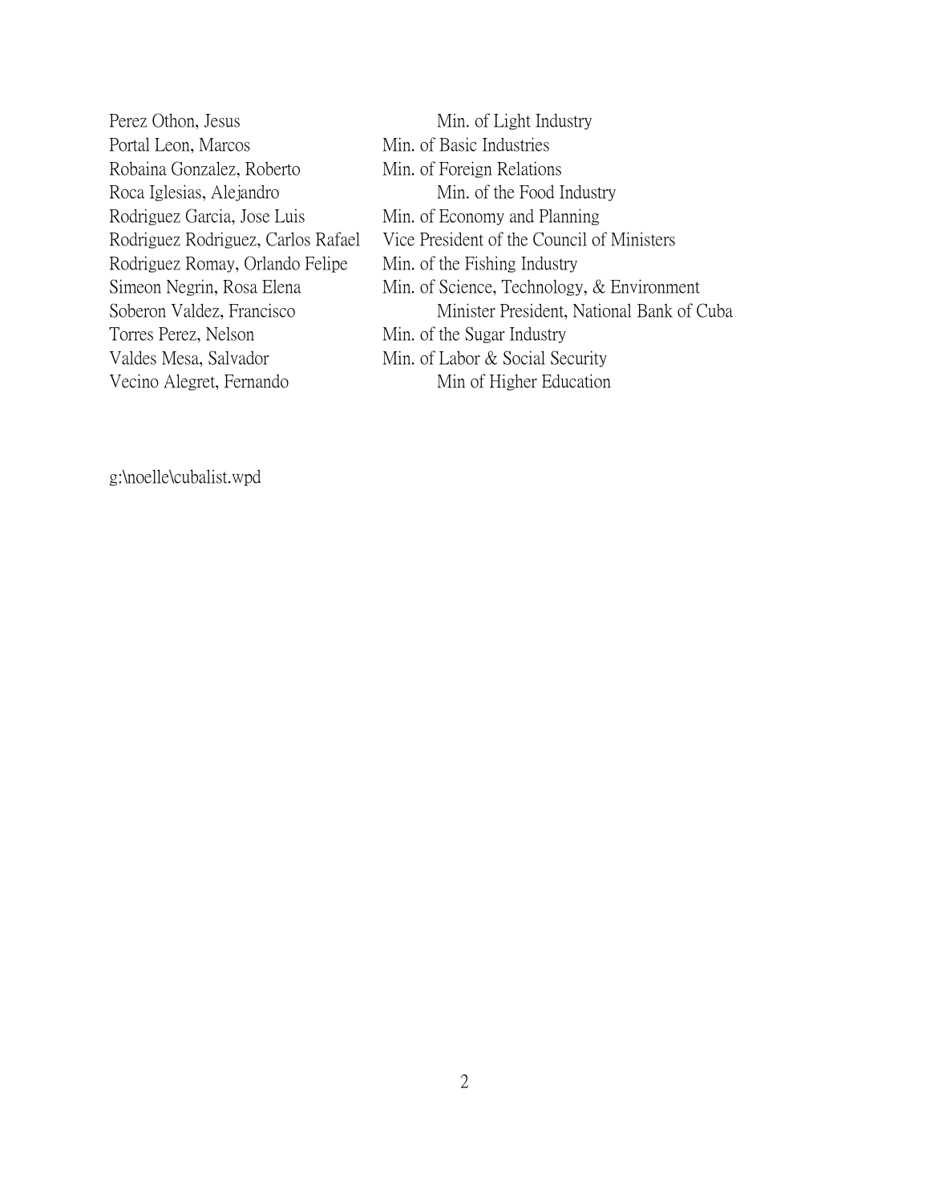| | |
|---|---|
| Perez Othon, Jesus | Min. of Light Industry |
| Portal Leon, Marcos | Min. of Basic Industries |
| Robaina Gonzalez, Roberto | Min. of Foreign Relations |
| Roca Iglesias, Alejandro | Min. of the Food Industry |
| Rodriguez Garcia, Jose Luis | Min. of Economy and Planning |
| Rodriguez Rodriguez, Carlos Rafael | Vice President of the Council of Ministers |
| Rodriguez Romay, Orlando Felipe | Min. of the Fishing Industry |
| Simeon Negrin, Rosa Elena | Min. of Science, Technology, & Environment |
| Soberon Valdez, Francisco | Minister President, National Bank of Cuba |
| Torres Perez, Nelson | Min. of the Sugar Industry |
| Valdes Mesa, Salvador | Min. of Labor & Social Security |
| Vecino Alegret, Fernando | Min of Higher Education |

g:\noelle\cubalist.wpd